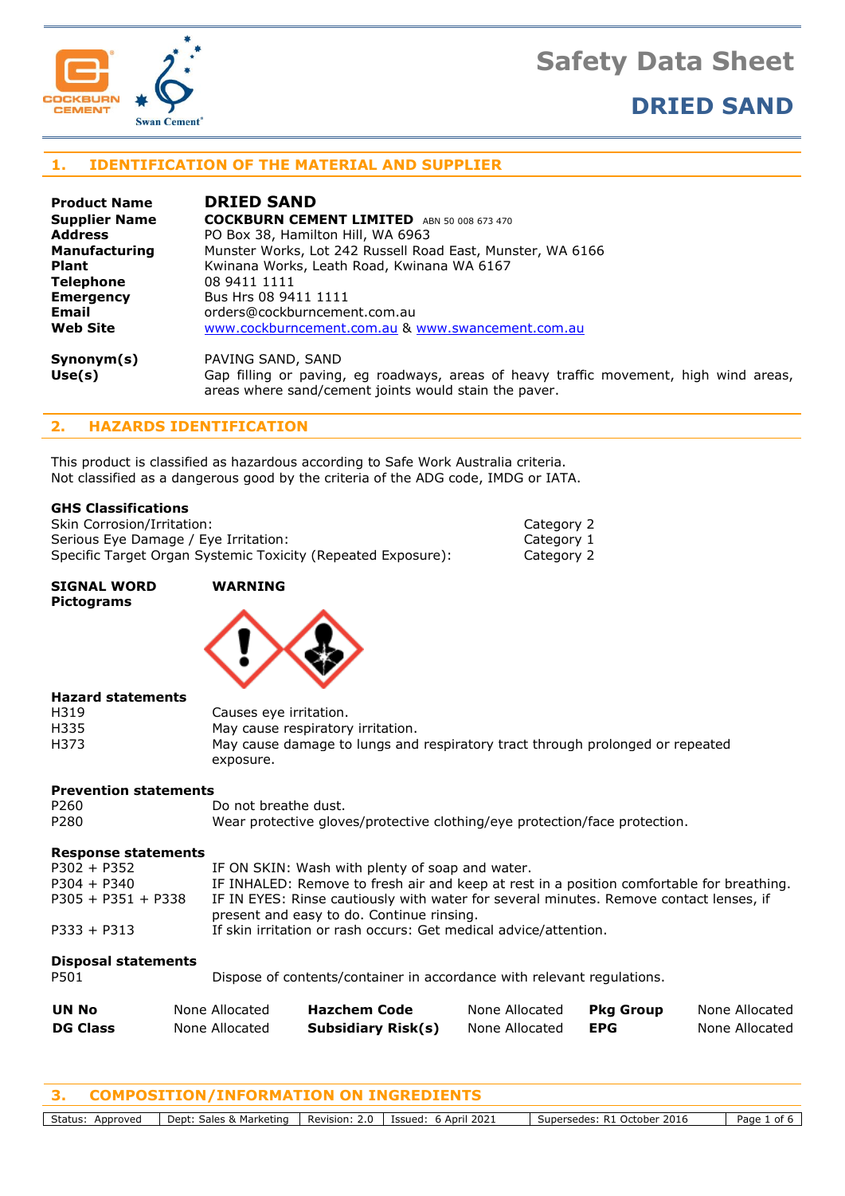# Safety Data Sheet

## DRIED SAND

## 1. IDENTIFICATION OF THE MATERIAL AND SUPPLIER

| | |
|---|---|
| **Product Name** | **DRIED SAND** |
| **Supplier Name** | **COCKBURN CEMENT LIMITED** ABN 50 008 673 470 |
| **Address** | PO Box 38, Hamilton Hill, WA 6963 |
| **Manufacturing Plant** | Munster Works, Lot 242 Russell Road East, Munster, WA 6166<br>Kwinana Works, Leath Road, Kwinana WA 6167 |
| **Telephone** | 08 9411 1111 |
| **Emergency** | Bus Hrs 08 9411 1111 |
| **Email** | orders@cockburncement.com.au |
| **Web Site** | www.cockburncement.com.au & www.swancement.com.au |
| **Synonym(s)** | PAVING SAND, SAND |
| **Use(s)** | Gap filling or paving, eg roadways, areas of heavy traffic movement, high wind areas, areas where sand/cement joints would stain the paver. |

## 2. HAZARDS IDENTIFICATION

This product is classified as hazardous according to Safe Work Australia criteria.
Not classified as a dangerous good by the criteria of the ADG code, IMDG or IATA.

**GHS Classifications**

| | |
|---|---|
| Skin Corrosion/Irritation: | Category 2 |
| Serious Eye Damage / Eye Irritation: | Category 1 |
| Specific Target Organ Systemic Toxicity (Repeated Exposure): | Category 2 |

**SIGNAL WORD** **WARNING**

**Pictograms**

**Hazard statements**

| | |
|---|---|
| H319 | Causes eye irritation. |
| H335 | May cause respiratory irritation. |
| H373 | May cause damage to lungs and respiratory tract through prolonged or repeated exposure. |

**Prevention statements**

| | |
|---|---|
| P260 | Do not breathe dust. |
| P280 | Wear protective gloves/protective clothing/eye protection/face protection. |

**Response statements**

| | |
|---|---|
| P302 + P352 | IF ON SKIN: Wash with plenty of soap and water. |
| P304 + P340 | IF INHALED: Remove to fresh air and keep at rest in a position comfortable for breathing. |
| P305 + P351 + P338 | IF IN EYES: Rinse cautiously with water for several minutes. Remove contact lenses, if present and easy to do. Continue rinsing. |
| P333 + P313 | If skin irritation or rash occurs: Get medical advice/attention. |

**Disposal statements**

| | |
|---|---|
| P501 | Dispose of contents/container in accordance with relevant regulations. |

| | | | | | |
|---|---|---|---|---|---|
| **UN No** | None Allocated | **Hazchem Code** | None Allocated | **Pkg Group** | None Allocated |
| **DG Class** | None Allocated | **Subsidiary Risk(s)** | None Allocated | **EPG** | None Allocated |

## 3. COMPOSITION/INFORMATION ON INGREDIENTS

Status: Approved | Dept: Sales & Marketing | Revision: 2.0 | Issued: 6 April 2021 | Supersedes: R1 October 2016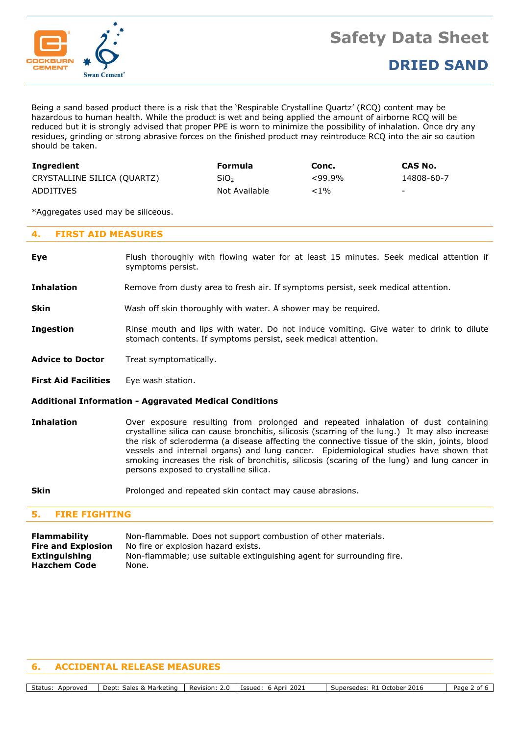Being a sand based product there is a risk that the 'Respirable Crystalline Quartz' (RCQ) content may be hazardous to human health. While the product is wet and being applied the amount of airborne RCQ will be reduced but it is strongly advised that proper PPE is worn to minimize the possibility of inhalation. Once dry any residues, grinding or strong abrasive forces on the finished product may reintroduce RCQ into the air so caution should be taken.

| Ingredient | Formula | Conc. | CAS No. |
|---|---|---|---|
| CRYSTALLINE SILICA (QUARTZ) | $SiO_2$ | <99.9% | 14808-60-7 |
| ADDITIVES | Not Available | <1% | - |

*Aggregates used may be siliceous.

## 4. FIRST AID MEASURES

**Eye** Flush thoroughly with flowing water for at least 15 minutes. Seek medical attention if symptoms persist.

**Inhalation** Remove from dusty area to fresh air. If symptoms persist, seek medical attention.

**Skin** Wash off skin thoroughly with water. A shower may be required.

**Ingestion** Rinse mouth and lips with water. Do not induce vomiting. Give water to drink to dilute stomach contents. If symptoms persist, seek medical attention.

**Advice to Doctor** Treat symptomatically.

**First Aid Facilities** Eye wash station.

### Additional Information - Aggravated Medical Conditions

**Inhalation** Over exposure resulting from prolonged and repeated inhalation of dust containing crystalline silica can cause bronchitis, silicosis (scarring of the lung.) It may also increase the risk of scleroderma (a disease affecting the connective tissue of the skin, joints, blood vessels and internal organs) and lung cancer. Epidemiological studies have shown that smoking increases the risk of bronchitis, silicosis (scaring of the lung) and lung cancer in persons exposed to crystalline silica.

**Skin** Prolonged and repeated skin contact may cause abrasions.

## 5. FIRE FIGHTING

**Flammability** Non-flammable. Does not support combustion of other materials.
**Fire and Explosion** No fire or explosion hazard exists.
**Extinguishing** Non-flammable; use suitable extinguishing agent for surrounding fire.
**Hazchem Code** None.

## 6. ACCIDENTAL RELEASE MEASURES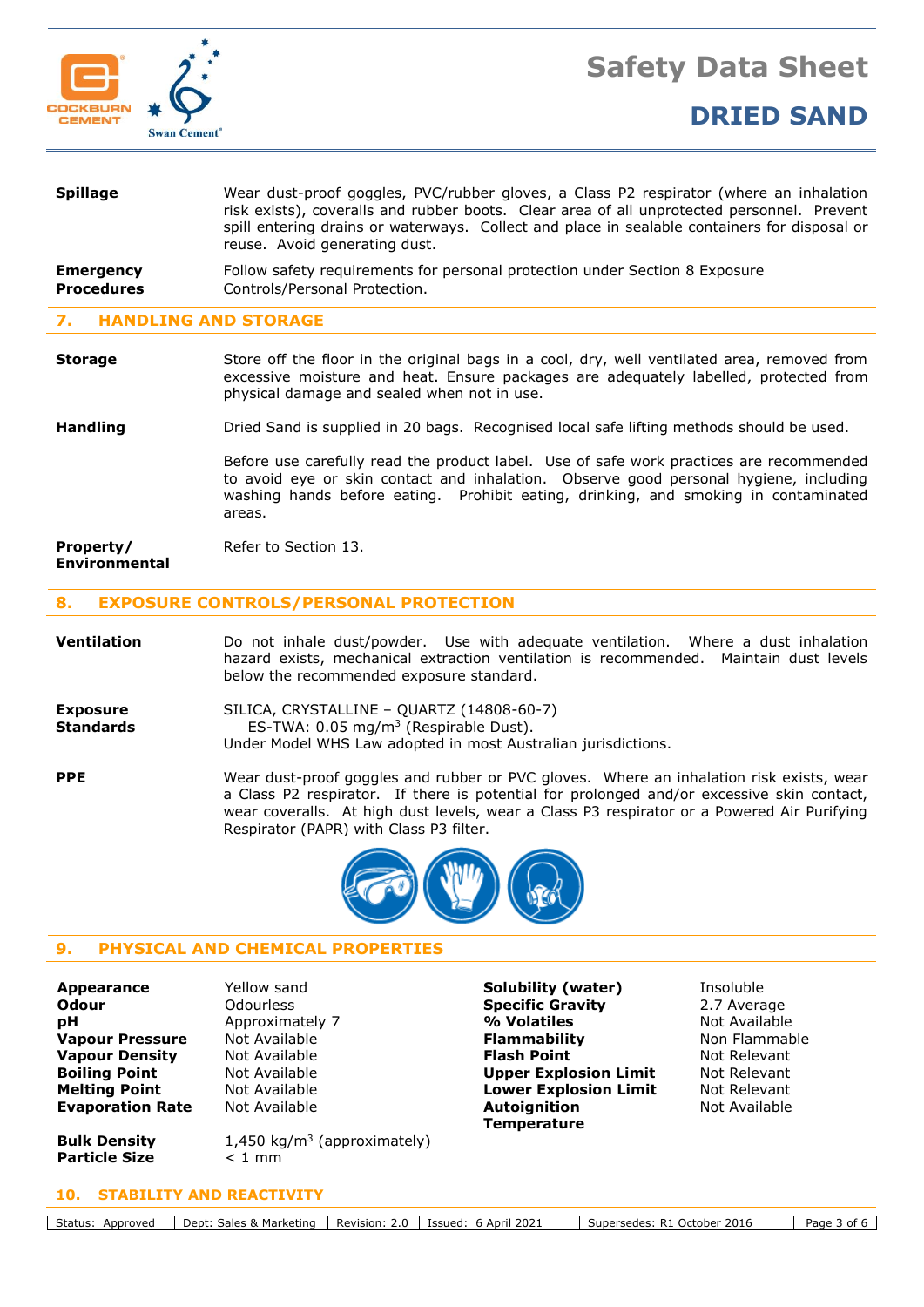**Spillage** Wear dust-proof goggles, PVC/rubber gloves, a Class P2 respirator (where an inhalation risk exists), coveralls and rubber boots. Clear area of all unprotected personnel. Prevent spill entering drains or waterways. Collect and place in sealable containers for disposal or reuse. Avoid generating dust.

**Emergency Procedures** Follow safety requirements for personal protection under Section 8 Exposure Controls/Personal Protection.

## 7. HANDLING AND STORAGE

**Storage** Store off the floor in the original bags in a cool, dry, well ventilated area, removed from excessive moisture and heat. Ensure packages are adequately labelled, protected from physical damage and sealed when not in use.

**Handling** Dried Sand is supplied in 20 bags. Recognised local safe lifting methods should be used.

Before use carefully read the product label. Use of safe work practices are recommended to avoid eye or skin contact and inhalation. Observe good personal hygiene, including washing hands before eating. Prohibit eating, drinking, and smoking in contaminated areas.

**Property/ Environmental** Refer to Section 13.

## 8. EXPOSURE CONTROLS/PERSONAL PROTECTION

**Ventilation** Do not inhale dust/powder. Use with adequate ventilation. Where a dust inhalation hazard exists, mechanical extraction ventilation is recommended. Maintain dust levels below the recommended exposure standard.

**Exposure Standards** SILICA, CRYSTALLINE – QUARTZ (14808-60-7)
ES-TWA: 0.05 mg/m$^3$ (Respirable Dust).
Under Model WHS Law adopted in most Australian jurisdictions.

**PPE** Wear dust-proof goggles and rubber or PVC gloves. Where an inhalation risk exists, wear a Class P2 respirator. If there is potential for prolonged and/or excessive skin contact, wear coveralls. At high dust levels, wear a Class P3 respirator or a Powered Air Purifying Respirator (PAPR) with Class P3 filter.

## 9. PHYSICAL AND CHEMICAL PROPERTIES

| | | | |
|---|---|---|---|
| **Appearance** | Yellow sand | **Solubility (water)** | Insoluble |
| **Odour** | Odourless | **Specific Gravity** | 2.7 Average |
| **pH** | Approximately 7 | **% Volatiles** | Not Available |
| **Vapour Pressure** | Not Available | **Flammability** | Non Flammable |
| **Vapour Density** | Not Available | **Flash Point** | Not Relevant |
| **Boiling Point** | Not Available | **Upper Explosion Limit** | Not Relevant |
| **Melting Point** | Not Available | **Lower Explosion Limit** | Not Relevant |
| **Evaporation Rate** | Not Available | **Autoignition Temperature** | Not Available |
| **Bulk Density** | 1,450 kg/m$^3$ (approximately) | | |
| **Particle Size** | < 1 mm | | |

## 10. STABILITY AND REACTIVITY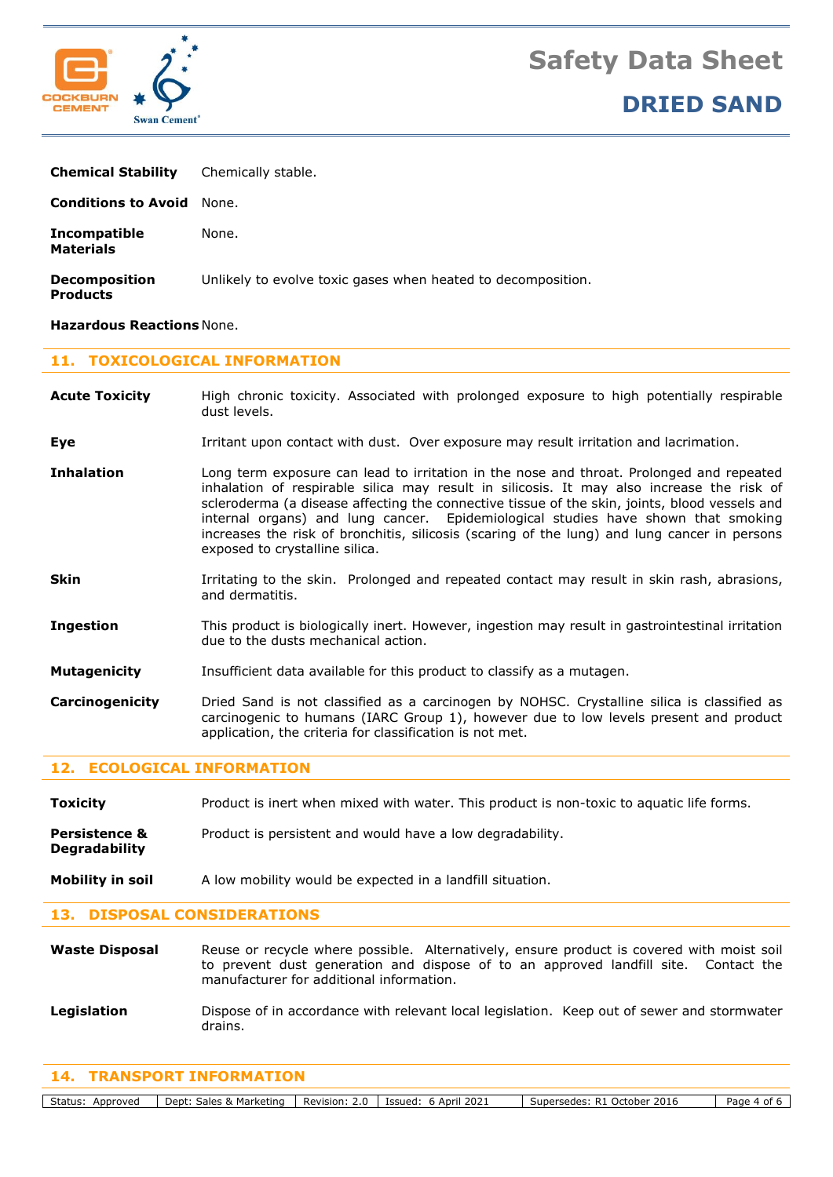**Chemical Stability** Chemically stable.

**Conditions to Avoid** None.

**Incompatible Materials** None.

**Decomposition Products** Unlikely to evolve toxic gases when heated to decomposition.

**Hazardous Reactions** None.

## 11. TOXICOLOGICAL INFORMATION

**Acute Toxicity** High chronic toxicity. Associated with prolonged exposure to high potentially respirable dust levels.

**Eye** Irritant upon contact with dust. Over exposure may result irritation and lacrimation.

**Inhalation** Long term exposure can lead to irritation in the nose and throat. Prolonged and repeated inhalation of respirable silica may result in silicosis. It may also increase the risk of scleroderma (a disease affecting the connective tissue of the skin, joints, blood vessels and internal organs) and lung cancer. Epidemiological studies have shown that smoking increases the risk of bronchitis, silicosis (scaring of the lung) and lung cancer in persons exposed to crystalline silica.

**Skin** Irritating to the skin. Prolonged and repeated contact may result in skin rash, abrasions, and dermatitis.

**Ingestion** This product is biologically inert. However, ingestion may result in gastrointestinal irritation due to the dusts mechanical action.

**Mutagenicity** Insufficient data available for this product to classify as a mutagen.

**Carcinogenicity** Dried Sand is not classified as a carcinogen by NOHSC. Crystalline silica is classified as carcinogenic to humans (IARC Group 1), however due to low levels present and product application, the criteria for classification is not met.

## 12. ECOLOGICAL INFORMATION

**Toxicity** Product is inert when mixed with water. This product is non-toxic to aquatic life forms.

**Persistence & Degradability** Product is persistent and would have a low degradability.

**Mobility in soil** A low mobility would be expected in a landfill situation.

## 13. DISPOSAL CONSIDERATIONS

**Waste Disposal** Reuse or recycle where possible. Alternatively, ensure product is covered with moist soil to prevent dust generation and dispose of to an approved landfill site. Contact the manufacturer for additional information.

**Legislation** Dispose of in accordance with relevant local legislation. Keep out of sewer and stormwater drains.

## 14. TRANSPORT INFORMATION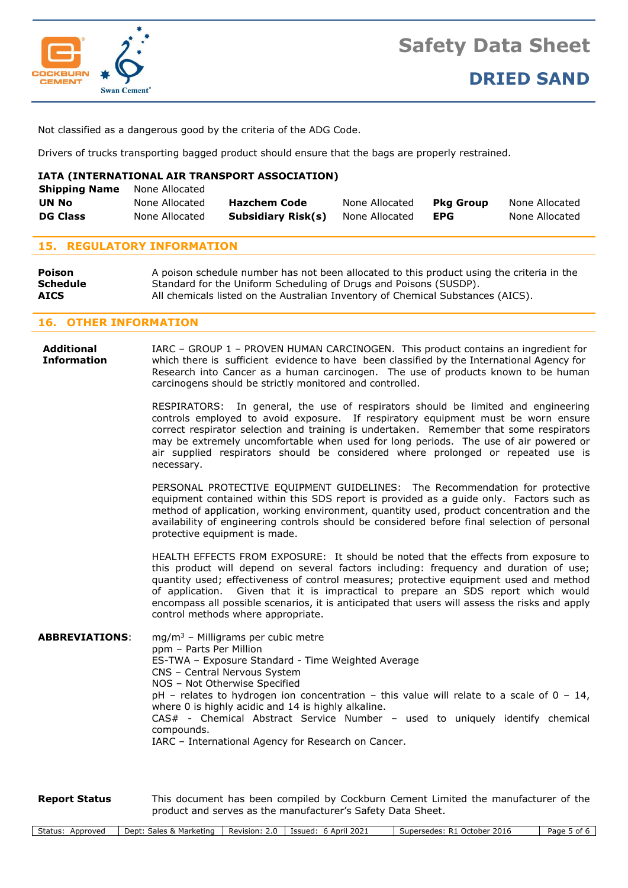Not classified as a dangerous good by the criteria of the ADG Code.

Drivers of trucks transporting bagged product should ensure that the bags are properly restrained.

**IATA (INTERNATIONAL AIR TRANSPORT ASSOCIATION)**

| | | | | | |
|---|---|---|---|---|---|
| **Shipping Name** | None Allocated | | | | |
| **UN No** | None Allocated | **Hazchem Code** | None Allocated | **Pkg Group** | None Allocated |
| **DG Class** | None Allocated | **Subsidiary Risk(s)** | None Allocated | **EPG** | None Allocated |

## 15. REGULATORY INFORMATION

**Poison Schedule** A poison schedule number has not been allocated to this product using the criteria in the Standard for the Uniform Scheduling of Drugs and Poisons (SUSDP).

**AICS** All chemicals listed on the Australian Inventory of Chemical Substances (AICS).

## 16. OTHER INFORMATION

**Additional Information**

IARC – GROUP 1 – PROVEN HUMAN CARCINOGEN. This product contains an ingredient for which there is sufficient evidence to have been classified by the International Agency for Research into Cancer as a human carcinogen. The use of products known to be human carcinogens should be strictly monitored and controlled.

RESPIRATORS: In general, the use of respirators should be limited and engineering controls employed to avoid exposure. If respiratory equipment must be worn ensure correct respirator selection and training is undertaken. Remember that some respirators may be extremely uncomfortable when used for long periods. The use of air powered or air supplied respirators should be considered where prolonged or repeated use is necessary.

PERSONAL PROTECTIVE EQUIPMENT GUIDELINES: The Recommendation for protective equipment contained within this SDS report is provided as a guide only. Factors such as method of application, working environment, quantity used, product concentration and the availability of engineering controls should be considered before final selection of personal protective equipment is made.

HEALTH EFFECTS FROM EXPOSURE: It should be noted that the effects from exposure to this product will depend on several factors including: frequency and duration of use; quantity used; effectiveness of control measures; protective equipment used and method of application. Given that it is impractical to prepare an SDS report which would encompass all possible scenarios, it is anticipated that users will assess the risks and apply control methods where appropriate.

**ABBREVIATIONS**:

$mg/m^3$ – Milligrams per cubic metre
ppm – Parts Per Million
ES-TWA – Exposure Standard - Time Weighted Average
CNS – Central Nervous System
NOS – Not Otherwise Specified
pH – relates to hydrogen ion concentration – this value will relate to a scale of 0 – 14, where 0 is highly acidic and 14 is highly alkaline.
CAS# - Chemical Abstract Service Number – used to uniquely identify chemical compounds.
IARC – International Agency for Research on Cancer.

**Report Status** This document has been compiled by Cockburn Cement Limited the manufacturer of the product and serves as the manufacturer's Safety Data Sheet.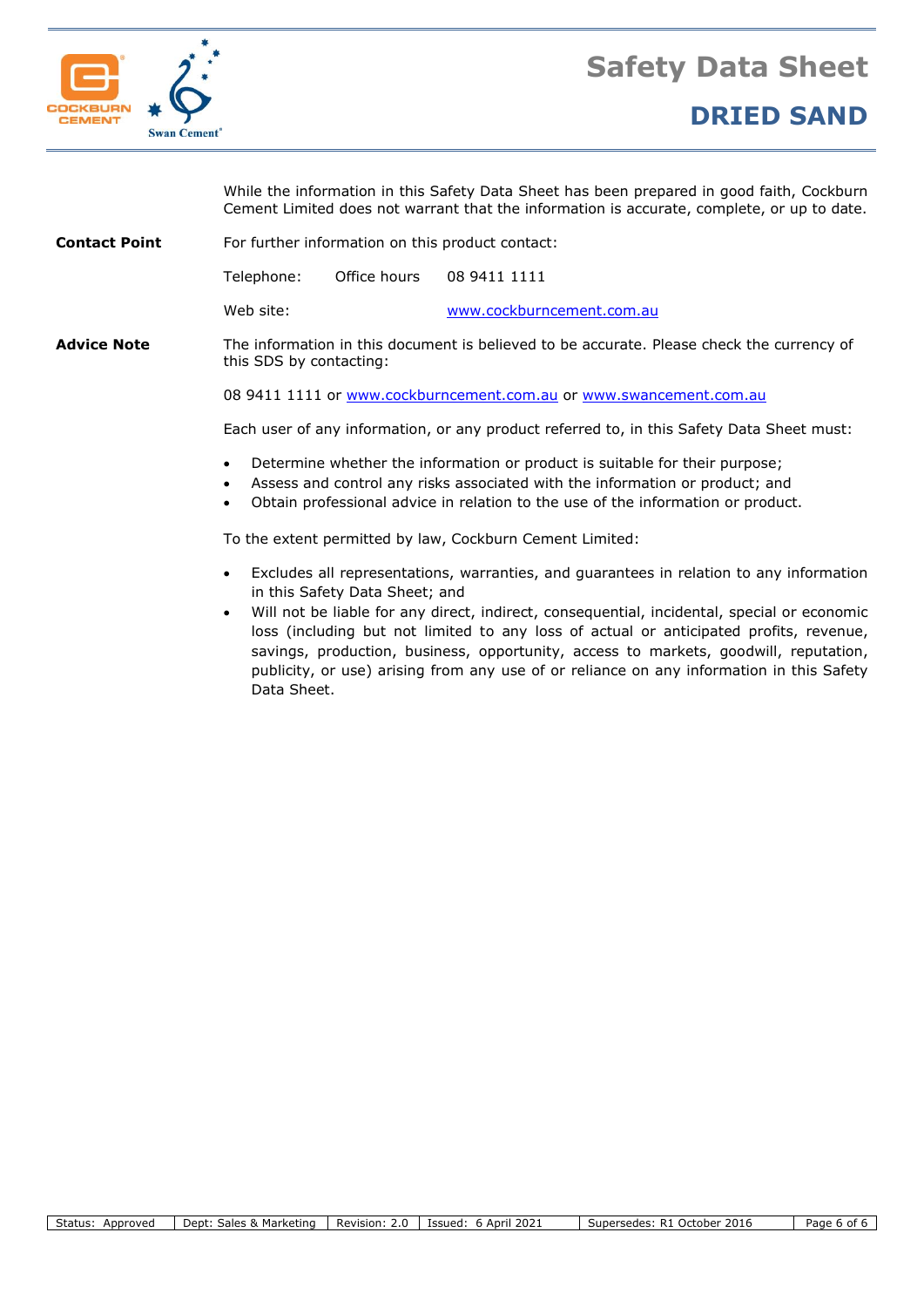While the information in this Safety Data Sheet has been prepared in good faith, Cockburn Cement Limited does not warrant that the information is accurate, complete, or up to date.

**Contact Point**

For further information on this product contact:

Telephone: Office hours 08 9411 1111

Web site: www.cockburncement.com.au

**Advice Note**

The information in this document is believed to be accurate. Please check the currency of this SDS by contacting:

08 9411 1111 or www.cockburncement.com.au or www.swancement.com.au

Each user of any information, or any product referred to, in this Safety Data Sheet must:

- Determine whether the information or product is suitable for their purpose;
- Assess and control any risks associated with the information or product; and
- Obtain professional advice in relation to the use of the information or product.

To the extent permitted by law, Cockburn Cement Limited:

- Excludes all representations, warranties, and guarantees in relation to any information in this Safety Data Sheet; and
- Will not be liable for any direct, indirect, consequential, incidental, special or economic loss (including but not limited to any loss of actual or anticipated profits, revenue, savings, production, business, opportunity, access to markets, goodwill, reputation, publicity, or use) arising from any use of or reliance on any information in this Safety Data Sheet.